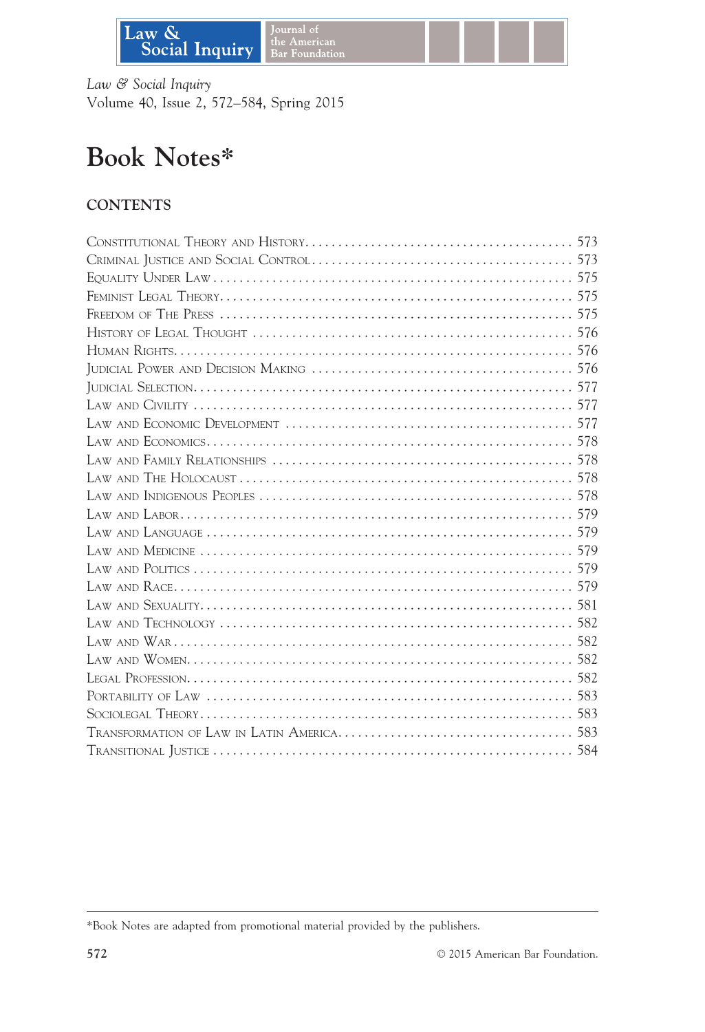# Book Notes*

## CONTENTS

| | |
|---|---|
| Constitutional Theory and History | 573 |
| Criminal Justice and Social Control | 573 |
| Equality Under Law | 575 |
| Feminist Legal Theory | 575 |
| Freedom of The Press | 575 |
| History of Legal Thought | 576 |
| Human Rights | 576 |
| Judicial Power and Decision Making | 576 |
| Judicial Selection | 577 |
| Law and Civility | 577 |
| Law and Economic Development | 577 |
| Law and Economics | 578 |
| Law and Family Relationships | 578 |
| Law and The Holocaust | 578 |
| Law and Indigenous Peoples | 578 |
| Law and Labor | 579 |
| Law and Language | 579 |
| Law and Medicine | 579 |
| Law and Politics | 579 |
| Law and Race | 579 |
| Law and Sexuality | 581 |
| Law and Technology | 582 |
| Law and War | 582 |
| Law and Women | 582 |
| Legal Profession | 582 |
| Portability of Law | 583 |
| Sociolegal Theory | 583 |
| Transformation of Law in Latin America | 583 |
| Transitional Justice | 584 |

*Book Notes are adapted from promotional material provided by the publishers.

© 2015 American Bar Foundation.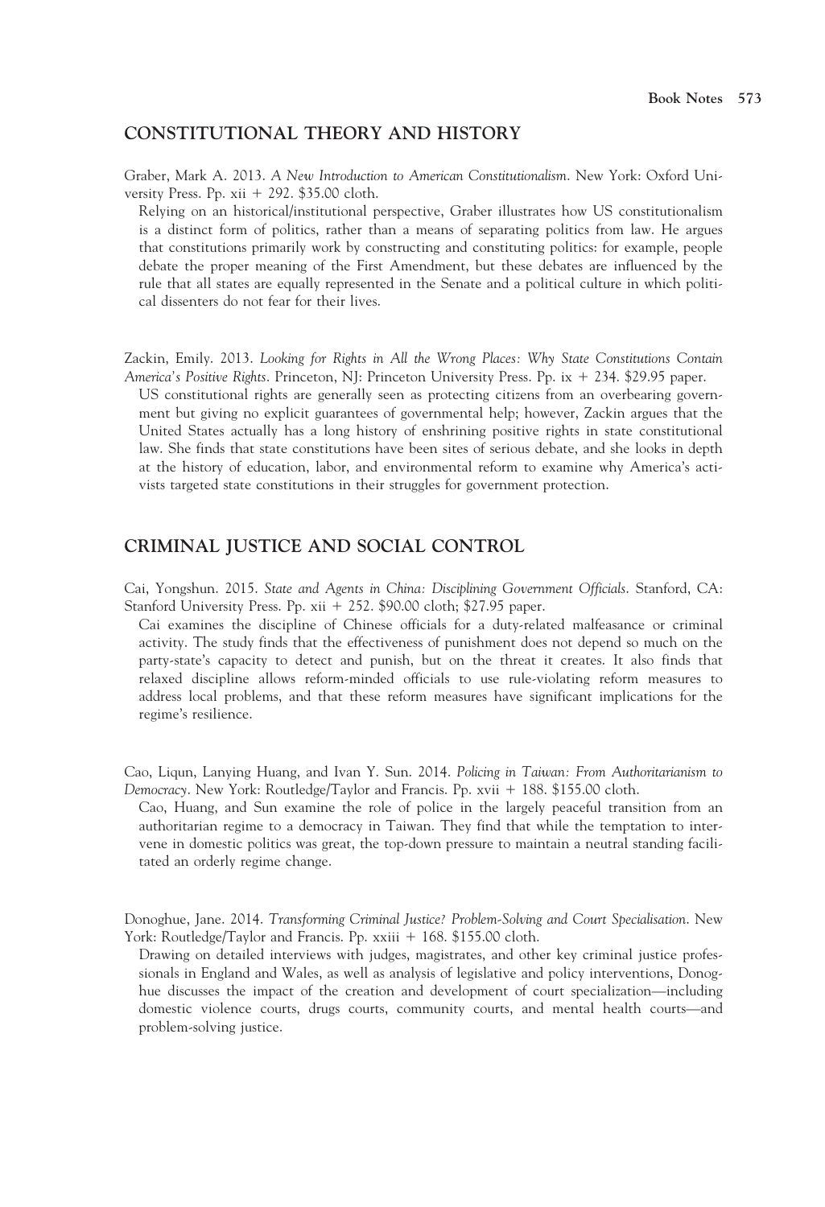## CONSTITUTIONAL THEORY AND HISTORY

Graber, Mark A. 2013. *A New Introduction to American Constitutionalism*. New York: Oxford University Press. Pp. xii + 292. $35.00 cloth.

Relying on an historical/institutional perspective, Graber illustrates how US constitutionalism is a distinct form of politics, rather than a means of separating politics from law. He argues that constitutions primarily work by constructing and constituting politics: for example, people debate the proper meaning of the First Amendment, but these debates are influenced by the rule that all states are equally represented in the Senate and a political culture in which political dissenters do not fear for their lives.

Zackin, Emily. 2013. *Looking for Rights in All the Wrong Places: Why State Constitutions Contain America's Positive Rights*. Princeton, NJ: Princeton University Press. Pp. ix + 234. $29.95 paper.

US constitutional rights are generally seen as protecting citizens from an overbearing government but giving no explicit guarantees of governmental help; however, Zackin argues that the United States actually has a long history of enshrining positive rights in state constitutional law. She finds that state constitutions have been sites of serious debate, and she looks in depth at the history of education, labor, and environmental reform to examine why America's activists targeted state constitutions in their struggles for government protection.

## CRIMINAL JUSTICE AND SOCIAL CONTROL

Cai, Yongshun. 2015. *State and Agents in China: Disciplining Government Officials*. Stanford, CA: Stanford University Press. Pp. xii + 252. $90.00 cloth; $27.95 paper.

Cai examines the discipline of Chinese officials for a duty-related malfeasance or criminal activity. The study finds that the effectiveness of punishment does not depend so much on the party-state's capacity to detect and punish, but on the threat it creates. It also finds that relaxed discipline allows reform-minded officials to use rule-violating reform measures to address local problems, and that these reform measures have significant implications for the regime's resilience.

Cao, Liqun, Lanying Huang, and Ivan Y. Sun. 2014. *Policing in Taiwan: From Authoritarianism to Democracy*. New York: Routledge/Taylor and Francis. Pp. xvii + 188. $155.00 cloth.

Cao, Huang, and Sun examine the role of police in the largely peaceful transition from an authoritarian regime to a democracy in Taiwan. They find that while the temptation to intervene in domestic politics was great, the top-down pressure to maintain a neutral standing facilitated an orderly regime change.

Donoghue, Jane. 2014. *Transforming Criminal Justice? Problem-Solving and Court Specialisation*. New York: Routledge/Taylor and Francis. Pp. xxiii + 168. $155.00 cloth.

Drawing on detailed interviews with judges, magistrates, and other key criminal justice professionals in England and Wales, as well as analysis of legislative and policy interventions, Donoghue discusses the impact of the creation and development of court specialization—including domestic violence courts, drugs courts, community courts, and mental health courts—and problem-solving justice.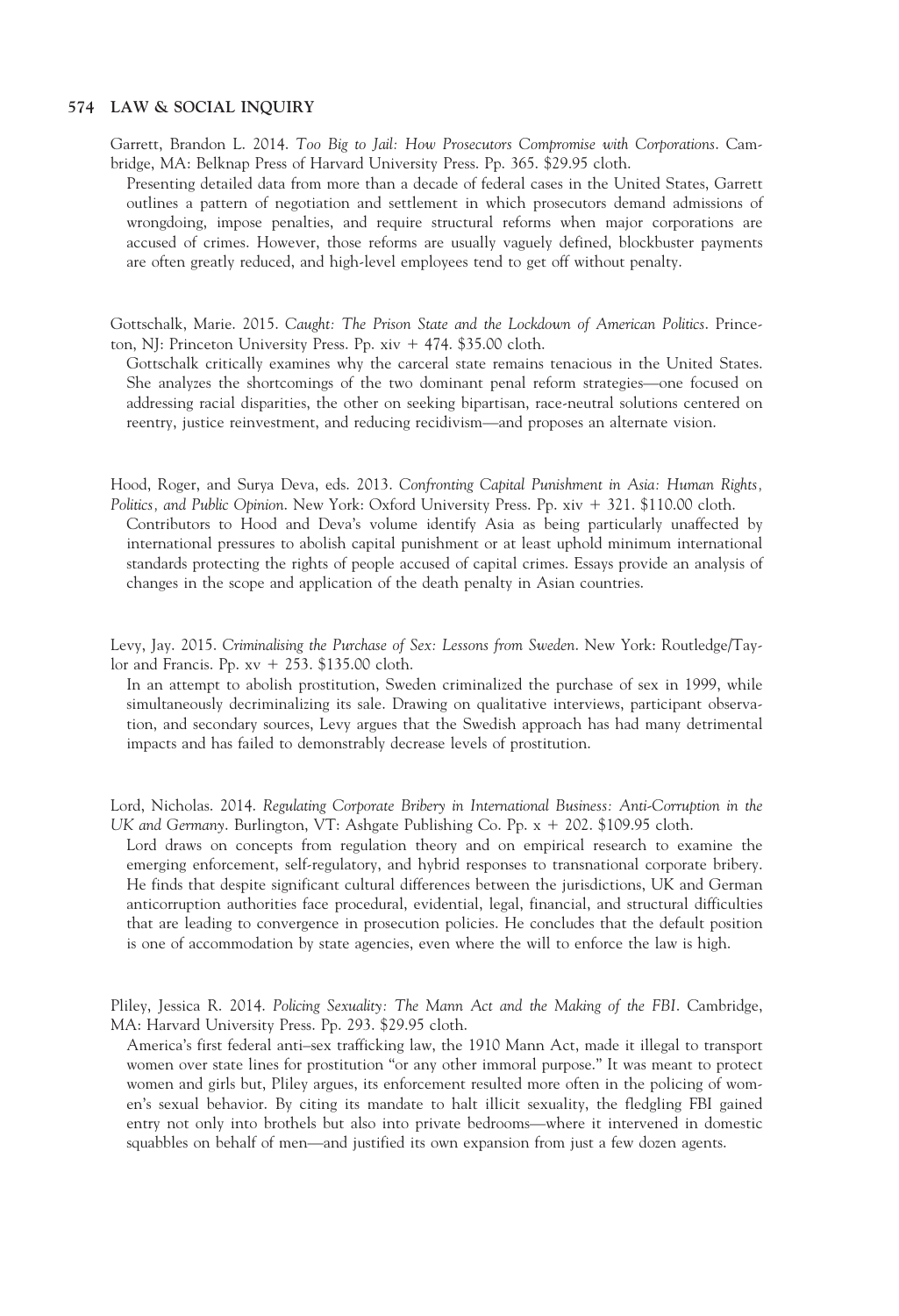Garrett, Brandon L. 2014. *Too Big to Jail: How Prosecutors Compromise with Corporations*. Cambridge, MA: Belknap Press of Harvard University Press. Pp. 365. $29.95 cloth.

Presenting detailed data from more than a decade of federal cases in the United States, Garrett outlines a pattern of negotiation and settlement in which prosecutors demand admissions of wrongdoing, impose penalties, and require structural reforms when major corporations are accused of crimes. However, those reforms are usually vaguely defined, blockbuster payments are often greatly reduced, and high-level employees tend to get off without penalty.

Gottschalk, Marie. 2015. *Caught: The Prison State and the Lockdown of American Politics*. Princeton, NJ: Princeton University Press. Pp. xiv + 474. $35.00 cloth.

Gottschalk critically examines why the carceral state remains tenacious in the United States. She analyzes the shortcomings of the two dominant penal reform strategies—one focused on addressing racial disparities, the other on seeking bipartisan, race-neutral solutions centered on reentry, justice reinvestment, and reducing recidivism—and proposes an alternate vision.

Hood, Roger, and Surya Deva, eds. 2013. *Confronting Capital Punishment in Asia: Human Rights, Politics, and Public Opinion*. New York: Oxford University Press. Pp. xiv + 321. $110.00 cloth.

Contributors to Hood and Deva's volume identify Asia as being particularly unaffected by international pressures to abolish capital punishment or at least uphold minimum international standards protecting the rights of people accused of capital crimes. Essays provide an analysis of changes in the scope and application of the death penalty in Asian countries.

Levy, Jay. 2015. *Criminalising the Purchase of Sex: Lessons from Sweden*. New York: Routledge/Taylor and Francis. Pp. xv + 253. $135.00 cloth.

In an attempt to abolish prostitution, Sweden criminalized the purchase of sex in 1999, while simultaneously decriminalizing its sale. Drawing on qualitative interviews, participant observation, and secondary sources, Levy argues that the Swedish approach has had many detrimental impacts and has failed to demonstrably decrease levels of prostitution.

Lord, Nicholas. 2014. *Regulating Corporate Bribery in International Business: Anti-Corruption in the UK and Germany*. Burlington, VT: Ashgate Publishing Co. Pp. x + 202. $109.95 cloth.

Lord draws on concepts from regulation theory and on empirical research to examine the emerging enforcement, self-regulatory, and hybrid responses to transnational corporate bribery. He finds that despite significant cultural differences between the jurisdictions, UK and German anticorruption authorities face procedural, evidential, legal, financial, and structural difficulties that are leading to convergence in prosecution policies. He concludes that the default position is one of accommodation by state agencies, even where the will to enforce the law is high.

Pliley, Jessica R. 2014. *Policing Sexuality: The Mann Act and the Making of the FBI*. Cambridge, MA: Harvard University Press. Pp. 293. $29.95 cloth.

America's first federal anti–sex trafficking law, the 1910 Mann Act, made it illegal to transport women over state lines for prostitution "or any other immoral purpose." It was meant to protect women and girls but, Pliley argues, its enforcement resulted more often in the policing of women's sexual behavior. By citing its mandate to halt illicit sexuality, the fledgling FBI gained entry not only into brothels but also into private bedrooms—where it intervened in domestic squabbles on behalf of men—and justified its own expansion from just a few dozen agents.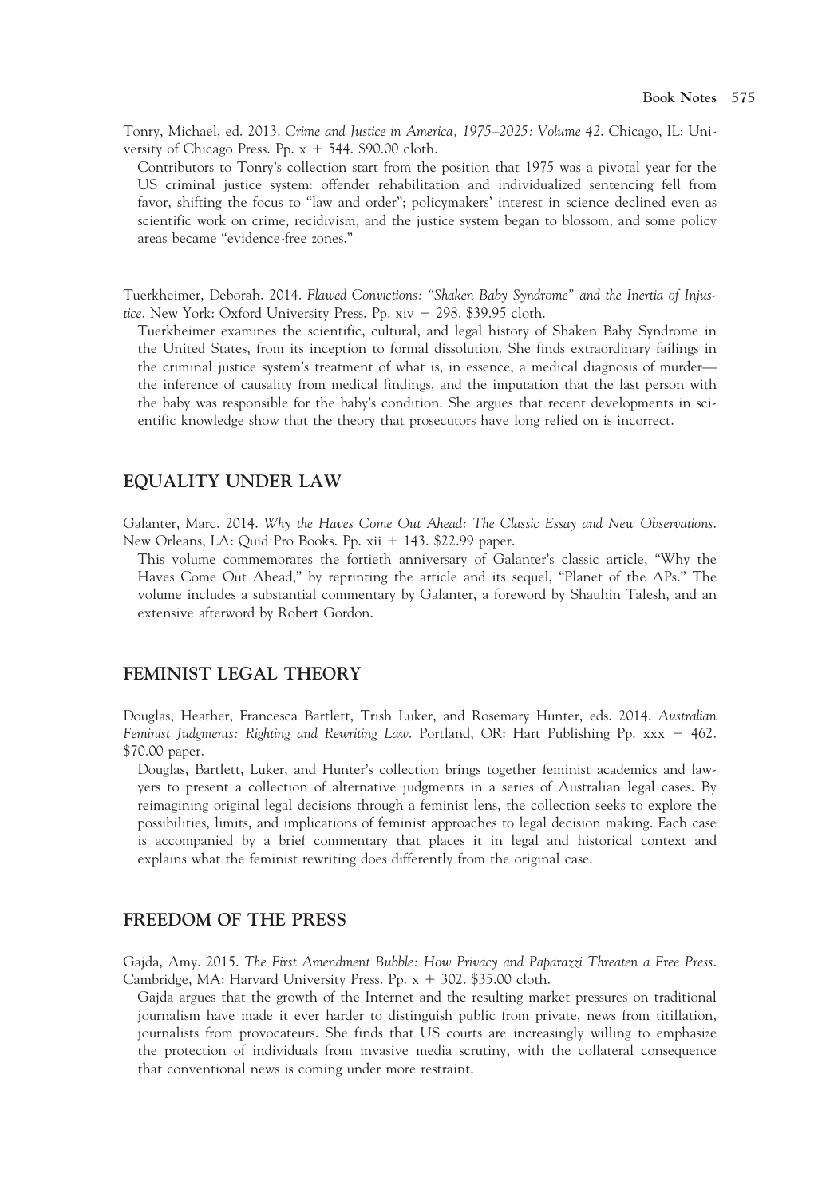Tonry, Michael, ed. 2013. *Crime and Justice in America, 1975–2025: Volume 42*. Chicago, IL: University of Chicago Press. Pp. x + 544. $90.00 cloth.

Contributors to Tonry's collection start from the position that 1975 was a pivotal year for the US criminal justice system: offender rehabilitation and individualized sentencing fell from favor, shifting the focus to "law and order"; policymakers' interest in science declined even as scientific work on crime, recidivism, and the justice system began to blossom; and some policy areas became "evidence-free zones."

Tuerkheimer, Deborah. 2014. *Flawed Convictions: "Shaken Baby Syndrome" and the Inertia of Injustice*. New York: Oxford University Press. Pp. xiv + 298. $39.95 cloth.

Tuerkheimer examines the scientific, cultural, and legal history of Shaken Baby Syndrome in the United States, from its inception to formal dissolution. She finds extraordinary failings in the criminal justice system's treatment of what is, in essence, a medical diagnosis of murder—the inference of causality from medical findings, and the imputation that the last person with the baby was responsible for the baby's condition. She argues that recent developments in scientific knowledge show that the theory that prosecutors have long relied on is incorrect.

## EQUALITY UNDER LAW

Galanter, Marc. 2014. *Why the Haves Come Out Ahead: The Classic Essay and New Observations*. New Orleans, LA: Quid Pro Books. Pp. xii + 143. $22.99 paper.

This volume commemorates the fortieth anniversary of Galanter's classic article, "Why the Haves Come Out Ahead," by reprinting the article and its sequel, "Planet of the APs." The volume includes a substantial commentary by Galanter, a foreword by Shauhin Talesh, and an extensive afterword by Robert Gordon.

## FEMINIST LEGAL THEORY

Douglas, Heather, Francesca Bartlett, Trish Luker, and Rosemary Hunter, eds. 2014. *Australian Feminist Judgments: Righting and Rewriting Law*. Portland, OR: Hart Publishing Pp. xxx + 462. $70.00 paper.

Douglas, Bartlett, Luker, and Hunter's collection brings together feminist academics and lawyers to present a collection of alternative judgments in a series of Australian legal cases. By reimagining original legal decisions through a feminist lens, the collection seeks to explore the possibilities, limits, and implications of feminist approaches to legal decision making. Each case is accompanied by a brief commentary that places it in legal and historical context and explains what the feminist rewriting does differently from the original case.

## FREEDOM OF THE PRESS

Gajda, Amy. 2015. *The First Amendment Bubble: How Privacy and Paparazzi Threaten a Free Press*. Cambridge, MA: Harvard University Press. Pp. x + 302. $35.00 cloth.

Gajda argues that the growth of the Internet and the resulting market pressures on traditional journalism have made it ever harder to distinguish public from private, news from titillation, journalists from provocateurs. She finds that US courts are increasingly willing to emphasize the protection of individuals from invasive media scrutiny, with the collateral consequence that conventional news is coming under more restraint.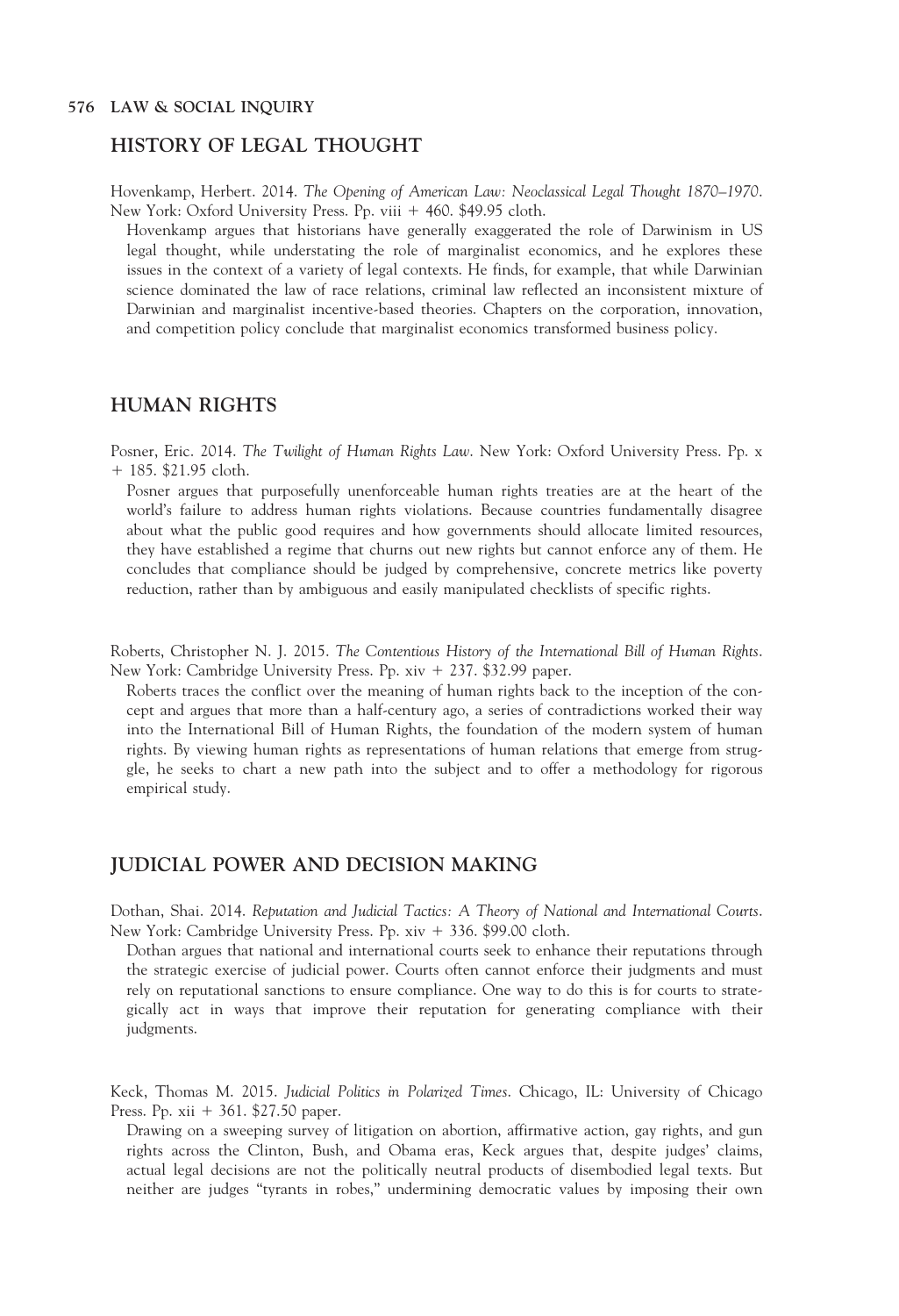## HISTORY OF LEGAL THOUGHT

Hovenkamp, Herbert. 2014. *The Opening of American Law: Neoclassical Legal Thought 1870–1970.* New York: Oxford University Press. Pp. viii + 460. $49.95 cloth.

Hovenkamp argues that historians have generally exaggerated the role of Darwinism in US legal thought, while understating the role of marginalist economics, and he explores these issues in the context of a variety of legal contexts. He finds, for example, that while Darwinian science dominated the law of race relations, criminal law reflected an inconsistent mixture of Darwinian and marginalist incentive-based theories. Chapters on the corporation, innovation, and competition policy conclude that marginalist economics transformed business policy.

## HUMAN RIGHTS

Posner, Eric. 2014. *The Twilight of Human Rights Law.* New York: Oxford University Press. Pp. x + 185. $21.95 cloth.

Posner argues that purposefully unenforceable human rights treaties are at the heart of the world's failure to address human rights violations. Because countries fundamentally disagree about what the public good requires and how governments should allocate limited resources, they have established a regime that churns out new rights but cannot enforce any of them. He concludes that compliance should be judged by comprehensive, concrete metrics like poverty reduction, rather than by ambiguous and easily manipulated checklists of specific rights.

Roberts, Christopher N. J. 2015. *The Contentious History of the International Bill of Human Rights.* New York: Cambridge University Press. Pp. xiv + 237. $32.99 paper.

Roberts traces the conflict over the meaning of human rights back to the inception of the concept and argues that more than a half-century ago, a series of contradictions worked their way into the International Bill of Human Rights, the foundation of the modern system of human rights. By viewing human rights as representations of human relations that emerge from struggle, he seeks to chart a new path into the subject and to offer a methodology for rigorous empirical study.

## JUDICIAL POWER AND DECISION MAKING

Dothan, Shai. 2014. *Reputation and Judicial Tactics: A Theory of National and International Courts.* New York: Cambridge University Press. Pp. xiv + 336. $99.00 cloth.

Dothan argues that national and international courts seek to enhance their reputations through the strategic exercise of judicial power. Courts often cannot enforce their judgments and must rely on reputational sanctions to ensure compliance. One way to do this is for courts to strategically act in ways that improve their reputation for generating compliance with their judgments.

Keck, Thomas M. 2015. *Judicial Politics in Polarized Times.* Chicago, IL: University of Chicago Press. Pp. xii + 361. $27.50 paper.

Drawing on a sweeping survey of litigation on abortion, affirmative action, gay rights, and gun rights across the Clinton, Bush, and Obama eras, Keck argues that, despite judges' claims, actual legal decisions are not the politically neutral products of disembodied legal texts. But neither are judges "tyrants in robes," undermining democratic values by imposing their own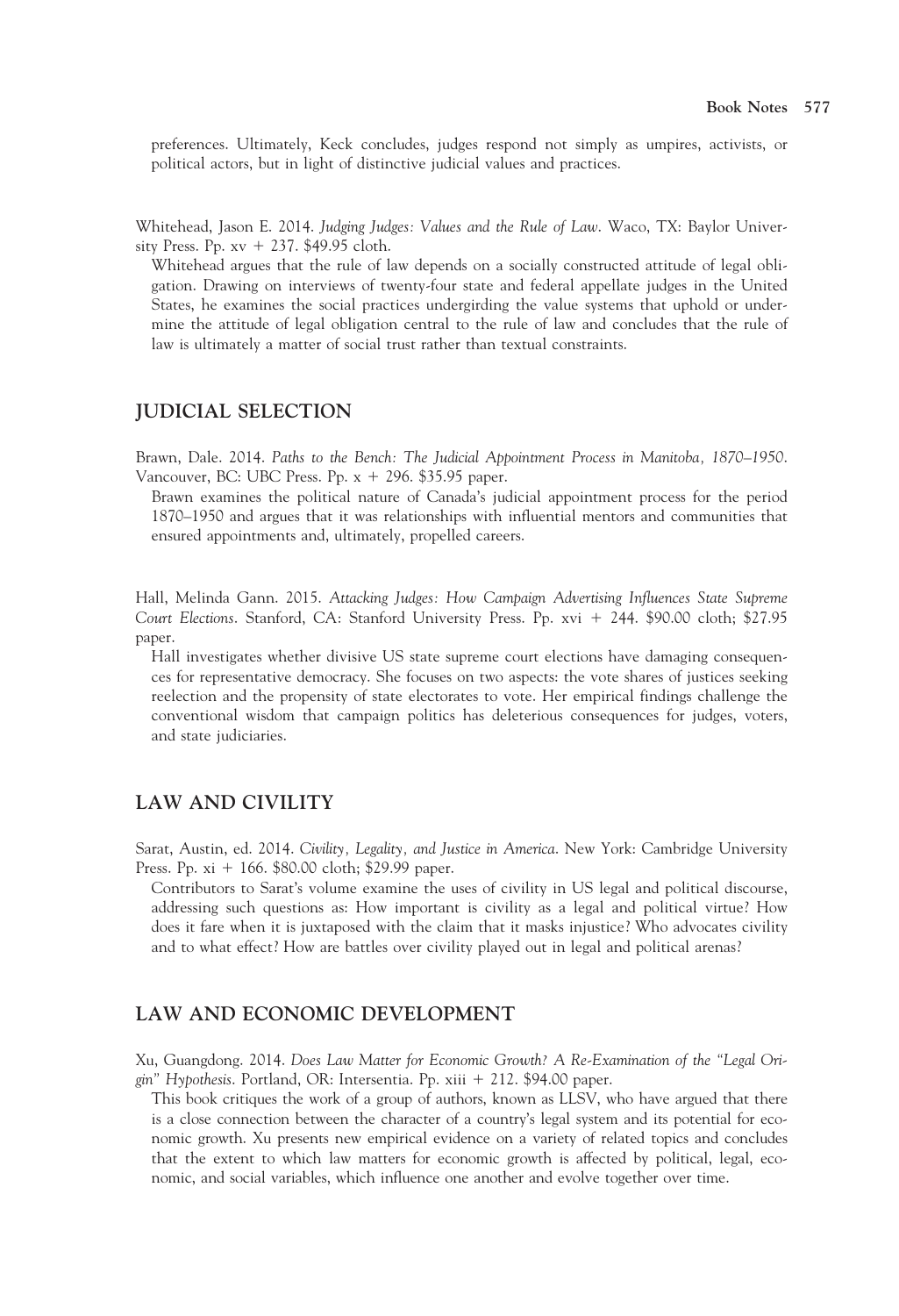preferences. Ultimately, Keck concludes, judges respond not simply as umpires, activists, or political actors, but in light of distinctive judicial values and practices.

Whitehead, Jason E. 2014. *Judging Judges: Values and the Rule of Law*. Waco, TX: Baylor University Press. Pp. xv + 237. $49.95 cloth.

Whitehead argues that the rule of law depends on a socially constructed attitude of legal obligation. Drawing on interviews of twenty-four state and federal appellate judges in the United States, he examines the social practices undergirding the value systems that uphold or undermine the attitude of legal obligation central to the rule of law and concludes that the rule of law is ultimately a matter of social trust rather than textual constraints.

## JUDICIAL SELECTION

Brawn, Dale. 2014. *Paths to the Bench: The Judicial Appointment Process in Manitoba, 1870–1950*. Vancouver, BC: UBC Press. Pp. x + 296. $35.95 paper.

Brawn examines the political nature of Canada's judicial appointment process for the period 1870–1950 and argues that it was relationships with influential mentors and communities that ensured appointments and, ultimately, propelled careers.

Hall, Melinda Gann. 2015. *Attacking Judges: How Campaign Advertising Influences State Supreme Court Elections*. Stanford, CA: Stanford University Press. Pp. xvi + 244. $90.00 cloth; $27.95 paper.

Hall investigates whether divisive US state supreme court elections have damaging consequences for representative democracy. She focuses on two aspects: the vote shares of justices seeking reelection and the propensity of state electorates to vote. Her empirical findings challenge the conventional wisdom that campaign politics has deleterious consequences for judges, voters, and state judiciaries.

## LAW AND CIVILITY

Sarat, Austin, ed. 2014. *Civility, Legality, and Justice in America*. New York: Cambridge University Press. Pp. xi + 166. $80.00 cloth; $29.99 paper.

Contributors to Sarat's volume examine the uses of civility in US legal and political discourse, addressing such questions as: How important is civility as a legal and political virtue? How does it fare when it is juxtaposed with the claim that it masks injustice? Who advocates civility and to what effect? How are battles over civility played out in legal and political arenas?

## LAW AND ECONOMIC DEVELOPMENT

Xu, Guangdong. 2014. *Does Law Matter for Economic Growth? A Re-Examination of the "Legal Origin" Hypothesis*. Portland, OR: Intersentia. Pp. xiii + 212. $94.00 paper.

This book critiques the work of a group of authors, known as LLSV, who have argued that there is a close connection between the character of a country's legal system and its potential for economic growth. Xu presents new empirical evidence on a variety of related topics and concludes that the extent to which law matters for economic growth is affected by political, legal, economic, and social variables, which influence one another and evolve together over time.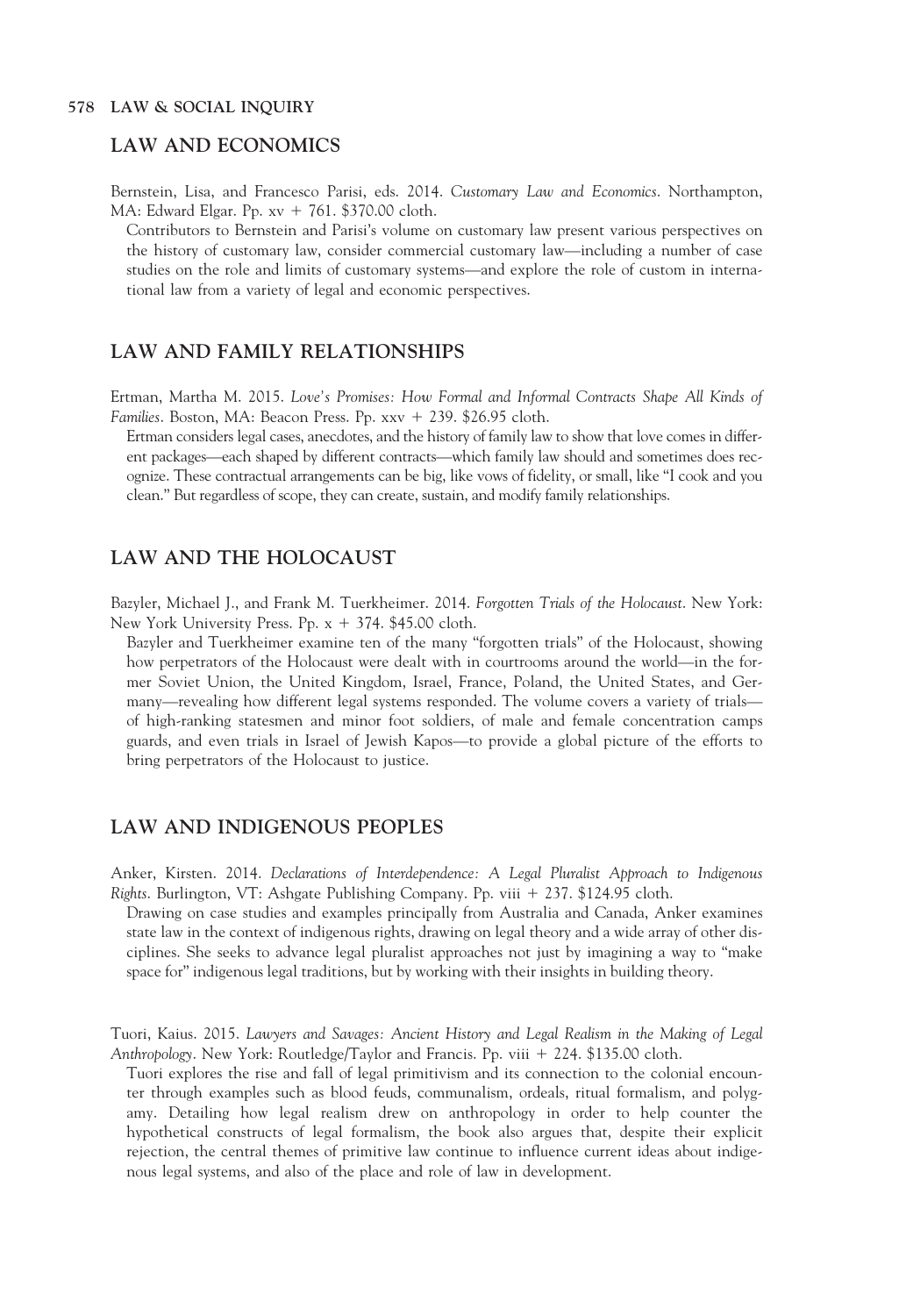## LAW AND ECONOMICS

Bernstein, Lisa, and Francesco Parisi, eds. 2014. *Customary Law and Economics*. Northampton, MA: Edward Elgar. Pp. xv + 761. $370.00 cloth.

Contributors to Bernstein and Parisi's volume on customary law present various perspectives on the history of customary law, consider commercial customary law—including a number of case studies on the role and limits of customary systems—and explore the role of custom in international law from a variety of legal and economic perspectives.

## LAW AND FAMILY RELATIONSHIPS

Ertman, Martha M. 2015. *Love's Promises: How Formal and Informal Contracts Shape All Kinds of Families*. Boston, MA: Beacon Press. Pp. xxv + 239. $26.95 cloth.

Ertman considers legal cases, anecdotes, and the history of family law to show that love comes in different packages—each shaped by different contracts—which family law should and sometimes does recognize. These contractual arrangements can be big, like vows of fidelity, or small, like "I cook and you clean." But regardless of scope, they can create, sustain, and modify family relationships.

## LAW AND THE HOLOCAUST

Bazyler, Michael J., and Frank M. Tuerkheimer. 2014. *Forgotten Trials of the Holocaust*. New York: New York University Press. Pp. x + 374. $45.00 cloth.

Bazyler and Tuerkheimer examine ten of the many "forgotten trials" of the Holocaust, showing how perpetrators of the Holocaust were dealt with in courtrooms around the world—in the former Soviet Union, the United Kingdom, Israel, France, Poland, the United States, and Germany—revealing how different legal systems responded. The volume covers a variety of trials—of high-ranking statesmen and minor foot soldiers, of male and female concentration camps guards, and even trials in Israel of Jewish Kapos—to provide a global picture of the efforts to bring perpetrators of the Holocaust to justice.

## LAW AND INDIGENOUS PEOPLES

Anker, Kirsten. 2014. *Declarations of Interdependence: A Legal Pluralist Approach to Indigenous Rights*. Burlington, VT: Ashgate Publishing Company. Pp. viii + 237. $124.95 cloth.

Drawing on case studies and examples principally from Australia and Canada, Anker examines state law in the context of indigenous rights, drawing on legal theory and a wide array of other disciplines. She seeks to advance legal pluralist approaches not just by imagining a way to "make space for" indigenous legal traditions, but by working with their insights in building theory.

Tuori, Kaius. 2015. *Lawyers and Savages: Ancient History and Legal Realism in the Making of Legal Anthropology*. New York: Routledge/Taylor and Francis. Pp. viii + 224. $135.00 cloth.

Tuori explores the rise and fall of legal primitivism and its connection to the colonial encounter through examples such as blood feuds, communalism, ordeals, ritual formalism, and polygamy. Detailing how legal realism drew on anthropology in order to help counter the hypothetical constructs of legal formalism, the book also argues that, despite their explicit rejection, the central themes of primitive law continue to influence current ideas about indigenous legal systems, and also of the place and role of law in development.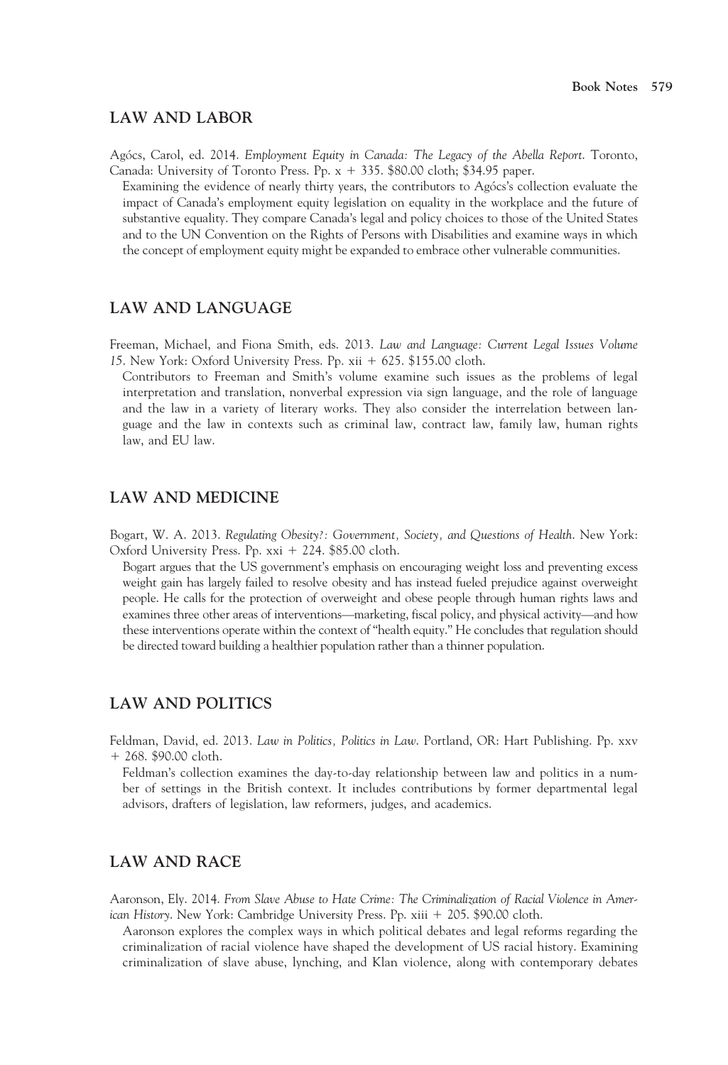## LAW AND LABOR

Agócs, Carol, ed. 2014. *Employment Equity in Canada: The Legacy of the Abella Report*. Toronto, Canada: University of Toronto Press. Pp. x + 335. $80.00 cloth; $34.95 paper.

Examining the evidence of nearly thirty years, the contributors to Agócs's collection evaluate the impact of Canada's employment equity legislation on equality in the workplace and the future of substantive equality. They compare Canada's legal and policy choices to those of the United States and to the UN Convention on the Rights of Persons with Disabilities and examine ways in which the concept of employment equity might be expanded to embrace other vulnerable communities.

## LAW AND LANGUAGE

Freeman, Michael, and Fiona Smith, eds. 2013. *Law and Language: Current Legal Issues Volume 15*. New York: Oxford University Press. Pp. xii + 625. $155.00 cloth.

Contributors to Freeman and Smith's volume examine such issues as the problems of legal interpretation and translation, nonverbal expression via sign language, and the role of language and the law in a variety of literary works. They also consider the interrelation between language and the law in contexts such as criminal law, contract law, family law, human rights law, and EU law.

## LAW AND MEDICINE

Bogart, W. A. 2013. *Regulating Obesity?: Government, Society, and Questions of Health*. New York: Oxford University Press. Pp. xxi + 224. $85.00 cloth.

Bogart argues that the US government's emphasis on encouraging weight loss and preventing excess weight gain has largely failed to resolve obesity and has instead fueled prejudice against overweight people. He calls for the protection of overweight and obese people through human rights laws and examines three other areas of interventions—marketing, fiscal policy, and physical activity—and how these interventions operate within the context of "health equity." He concludes that regulation should be directed toward building a healthier population rather than a thinner population.

## LAW AND POLITICS

Feldman, David, ed. 2013. *Law in Politics, Politics in Law*. Portland, OR: Hart Publishing. Pp. xxv + 268. $90.00 cloth.

Feldman's collection examines the day-to-day relationship between law and politics in a number of settings in the British context. It includes contributions by former departmental legal advisors, drafters of legislation, law reformers, judges, and academics.

## LAW AND RACE

Aaronson, Ely. 2014. *From Slave Abuse to Hate Crime: The Criminalization of Racial Violence in American History*. New York: Cambridge University Press. Pp. xiii + 205. $90.00 cloth.

Aaronson explores the complex ways in which political debates and legal reforms regarding the criminalization of racial violence have shaped the development of US racial history. Examining criminalization of slave abuse, lynching, and Klan violence, along with contemporary debates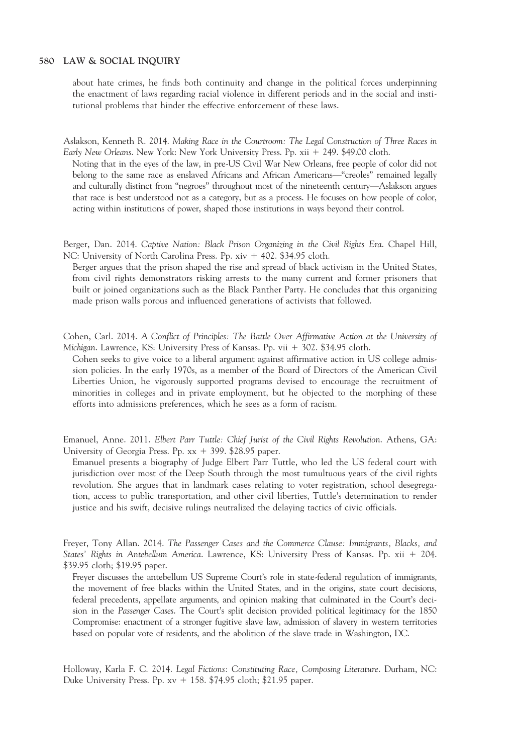about hate crimes, he finds both continuity and change in the political forces underpinning the enactment of laws regarding racial violence in different periods and in the social and institutional problems that hinder the effective enforcement of these laws.

Aslakson, Kenneth R. 2014. *Making Race in the Courtroom: The Legal Construction of Three Races in Early New Orleans*. New York: New York University Press. Pp. xii + 249. $49.00 cloth.

Noting that in the eyes of the law, in pre-US Civil War New Orleans, free people of color did not belong to the same race as enslaved Africans and African Americans—"creoles" remained legally and culturally distinct from "negroes" throughout most of the nineteenth century—Aslakson argues that race is best understood not as a category, but as a process. He focuses on how people of color, acting within institutions of power, shaped those institutions in ways beyond their control.

Berger, Dan. 2014. *Captive Nation: Black Prison Organizing in the Civil Rights Era*. Chapel Hill, NC: University of North Carolina Press. Pp. xiv + 402. $34.95 cloth.

Berger argues that the prison shaped the rise and spread of black activism in the United States, from civil rights demonstrators risking arrests to the many current and former prisoners that built or joined organizations such as the Black Panther Party. He concludes that this organizing made prison walls porous and influenced generations of activists that followed.

Cohen, Carl. 2014. *A Conflict of Principles: The Battle Over Affirmative Action at the University of Michigan*. Lawrence, KS: University Press of Kansas. Pp. vii + 302. $34.95 cloth.

Cohen seeks to give voice to a liberal argument against affirmative action in US college admission policies. In the early 1970s, as a member of the Board of Directors of the American Civil Liberties Union, he vigorously supported programs devised to encourage the recruitment of minorities in colleges and in private employment, but he objected to the morphing of these efforts into admissions preferences, which he sees as a form of racism.

Emanuel, Anne. 2011. *Elbert Parr Tuttle: Chief Jurist of the Civil Rights Revolution*. Athens, GA: University of Georgia Press. Pp. xx + 399. $28.95 paper.

Emanuel presents a biography of Judge Elbert Parr Tuttle, who led the US federal court with jurisdiction over most of the Deep South through the most tumultuous years of the civil rights revolution. She argues that in landmark cases relating to voter registration, school desegregation, access to public transportation, and other civil liberties, Tuttle's determination to render justice and his swift, decisive rulings neutralized the delaying tactics of civic officials.

Freyer, Tony Allan. 2014. *The Passenger Cases and the Commerce Clause: Immigrants, Blacks, and States' Rights in Antebellum America*. Lawrence, KS: University Press of Kansas. Pp. xii + 204. $39.95 cloth; $19.95 paper.

Freyer discusses the antebellum US Supreme Court's role in state-federal regulation of immigrants, the movement of free blacks within the United States, and in the origins, state court decisions, federal precedents, appellate arguments, and opinion making that culminated in the Court's decision in the *Passenger Cases*. The Court's split decision provided political legitimacy for the 1850 Compromise: enactment of a stronger fugitive slave law, admission of slavery in western territories based on popular vote of residents, and the abolition of the slave trade in Washington, DC.

Holloway, Karla F. C. 2014. *Legal Fictions: Constituting Race, Composing Literature*. Durham, NC: Duke University Press. Pp. xv + 158. $74.95 cloth; $21.95 paper.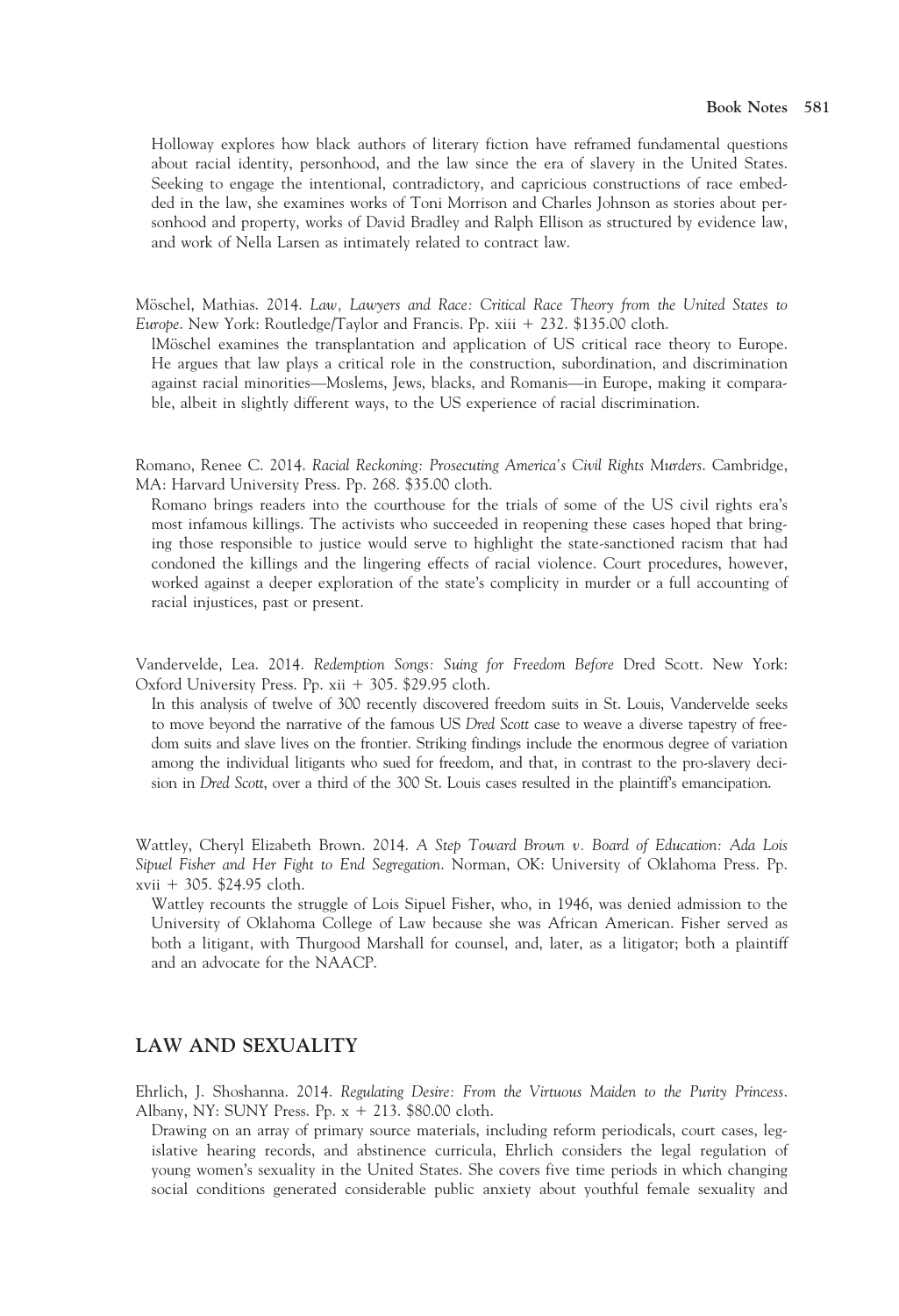Holloway explores how black authors of literary fiction have reframed fundamental questions about racial identity, personhood, and the law since the era of slavery in the United States. Seeking to engage the intentional, contradictory, and capricious constructions of race embedded in the law, she examines works of Toni Morrison and Charles Johnson as stories about personhood and property, works of David Bradley and Ralph Ellison as structured by evidence law, and work of Nella Larsen as intimately related to contract law.

Möschel, Mathias. 2014. *Law, Lawyers and Race: Critical Race Theory from the United States to Europe*. New York: Routledge/Taylor and Francis. Pp. xiii + 232. $135.00 cloth.

lMöschel examines the transplantation and application of US critical race theory to Europe. He argues that law plays a critical role in the construction, subordination, and discrimination against racial minorities—Moslems, Jews, blacks, and Romanis—in Europe, making it comparable, albeit in slightly different ways, to the US experience of racial discrimination.

Romano, Renee C. 2014. *Racial Reckoning: Prosecuting America's Civil Rights Murders*. Cambridge, MA: Harvard University Press. Pp. 268. $35.00 cloth.

Romano brings readers into the courthouse for the trials of some of the US civil rights era's most infamous killings. The activists who succeeded in reopening these cases hoped that bringing those responsible to justice would serve to highlight the state-sanctioned racism that had condoned the killings and the lingering effects of racial violence. Court procedures, however, worked against a deeper exploration of the state's complicity in murder or a full accounting of racial injustices, past or present.

Vandervelde, Lea. 2014. *Redemption Songs: Suing for Freedom Before* Dred Scott. New York: Oxford University Press. Pp. xii + 305. $29.95 cloth.

In this analysis of twelve of 300 recently discovered freedom suits in St. Louis, Vandervelde seeks to move beyond the narrative of the famous US *Dred Scott* case to weave a diverse tapestry of freedom suits and slave lives on the frontier. Striking findings include the enormous degree of variation among the individual litigants who sued for freedom, and that, in contrast to the pro-slavery decision in *Dred Scott*, over a third of the 300 St. Louis cases resulted in the plaintiff's emancipation.

Wattley, Cheryl Elizabeth Brown. 2014. *A Step Toward Brown v. Board of Education: Ada Lois Sipuel Fisher and Her Fight to End Segregation*. Norman, OK: University of Oklahoma Press. Pp. xvii + 305. $24.95 cloth.

Wattley recounts the struggle of Lois Sipuel Fisher, who, in 1946, was denied admission to the University of Oklahoma College of Law because she was African American. Fisher served as both a litigant, with Thurgood Marshall for counsel, and, later, as a litigator; both a plaintiff and an advocate for the NAACP.

## LAW AND SEXUALITY

Ehrlich, J. Shoshanna. 2014. *Regulating Desire: From the Virtuous Maiden to the Purity Princess*. Albany, NY: SUNY Press. Pp. x + 213. $80.00 cloth.

Drawing on an array of primary source materials, including reform periodicals, court cases, legislative hearing records, and abstinence curricula, Ehrlich considers the legal regulation of young women's sexuality in the United States. She covers five time periods in which changing social conditions generated considerable public anxiety about youthful female sexuality and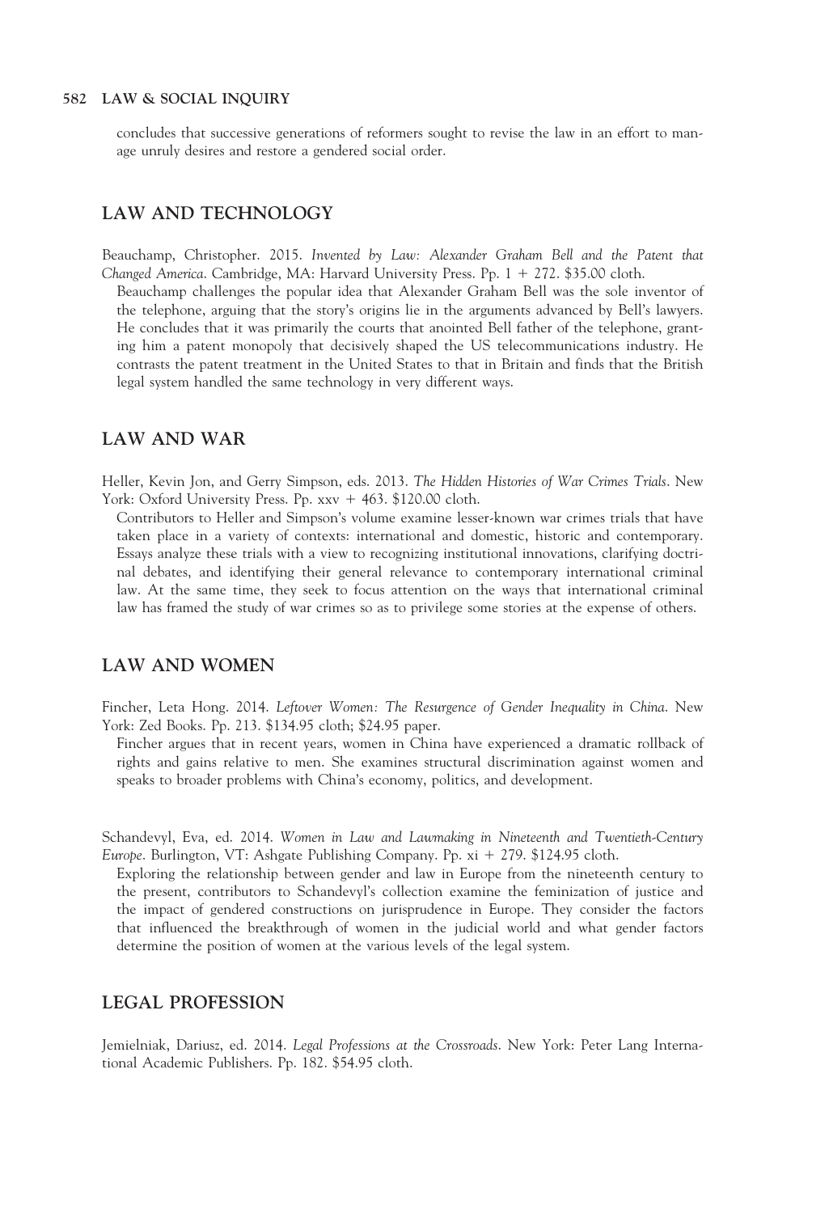concludes that successive generations of reformers sought to revise the law in an effort to manage unruly desires and restore a gendered social order.

## LAW AND TECHNOLOGY

Beauchamp, Christopher. 2015. *Invented by Law: Alexander Graham Bell and the Patent that Changed America*. Cambridge, MA: Harvard University Press. Pp. 1 + 272. $35.00 cloth.

Beauchamp challenges the popular idea that Alexander Graham Bell was the sole inventor of the telephone, arguing that the story's origins lie in the arguments advanced by Bell's lawyers. He concludes that it was primarily the courts that anointed Bell father of the telephone, granting him a patent monopoly that decisively shaped the US telecommunications industry. He contrasts the patent treatment in the United States to that in Britain and finds that the British legal system handled the same technology in very different ways.

## LAW AND WAR

Heller, Kevin Jon, and Gerry Simpson, eds. 2013. *The Hidden Histories of War Crimes Trials*. New York: Oxford University Press. Pp. xxv + 463. $120.00 cloth.

Contributors to Heller and Simpson's volume examine lesser-known war crimes trials that have taken place in a variety of contexts: international and domestic, historic and contemporary. Essays analyze these trials with a view to recognizing institutional innovations, clarifying doctrinal debates, and identifying their general relevance to contemporary international criminal law. At the same time, they seek to focus attention on the ways that international criminal law has framed the study of war crimes so as to privilege some stories at the expense of others.

## LAW AND WOMEN

Fincher, Leta Hong. 2014. *Leftover Women: The Resurgence of Gender Inequality in China*. New York: Zed Books. Pp. 213. $134.95 cloth; $24.95 paper.

Fincher argues that in recent years, women in China have experienced a dramatic rollback of rights and gains relative to men. She examines structural discrimination against women and speaks to broader problems with China's economy, politics, and development.

Schandevyl, Eva, ed. 2014. *Women in Law and Lawmaking in Nineteenth and Twentieth-Century Europe*. Burlington, VT: Ashgate Publishing Company. Pp. xi + 279. $124.95 cloth.

Exploring the relationship between gender and law in Europe from the nineteenth century to the present, contributors to Schandevyl's collection examine the feminization of justice and the impact of gendered constructions on jurisprudence in Europe. They consider the factors that influenced the breakthrough of women in the judicial world and what gender factors determine the position of women at the various levels of the legal system.

## LEGAL PROFESSION

Jemielniak, Dariusz, ed. 2014. *Legal Professions at the Crossroads*. New York: Peter Lang International Academic Publishers. Pp. 182. $54.95 cloth.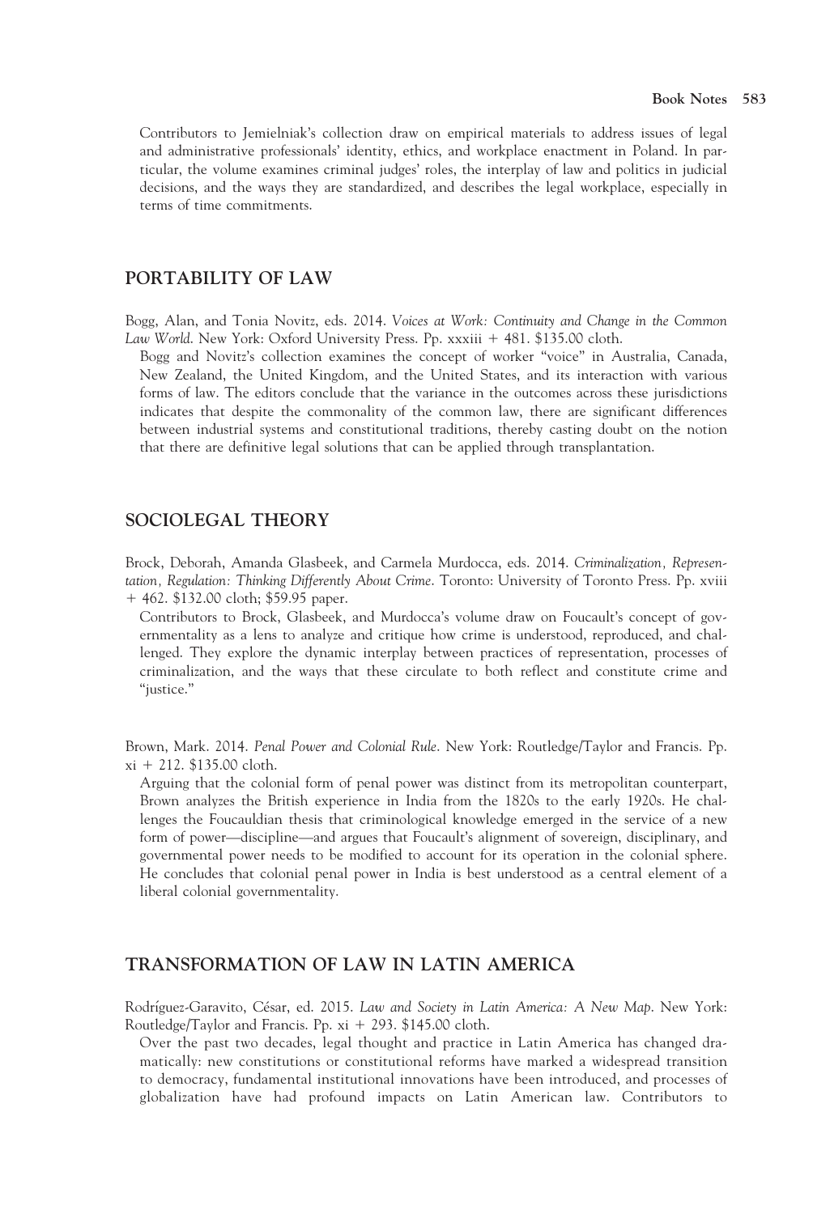Contributors to Jemielniak's collection draw on empirical materials to address issues of legal and administrative professionals' identity, ethics, and workplace enactment in Poland. In particular, the volume examines criminal judges' roles, the interplay of law and politics in judicial decisions, and the ways they are standardized, and describes the legal workplace, especially in terms of time commitments.

## PORTABILITY OF LAW

Bogg, Alan, and Tonia Novitz, eds. 2014. *Voices at Work: Continuity and Change in the Common Law World*. New York: Oxford University Press. Pp. xxxiii + 481. $135.00 cloth.

Bogg and Novitz's collection examines the concept of worker "voice" in Australia, Canada, New Zealand, the United Kingdom, and the United States, and its interaction with various forms of law. The editors conclude that the variance in the outcomes across these jurisdictions indicates that despite the commonality of the common law, there are significant differences between industrial systems and constitutional traditions, thereby casting doubt on the notion that there are definitive legal solutions that can be applied through transplantation.

## SOCIOLEGAL THEORY

Brock, Deborah, Amanda Glasbeek, and Carmela Murdocca, eds. 2014. *Criminalization, Representation, Regulation: Thinking Differently About Crime*. Toronto: University of Toronto Press. Pp. xviii + 462. $132.00 cloth; $59.95 paper.

Contributors to Brock, Glasbeek, and Murdocca's volume draw on Foucault's concept of governmentality as a lens to analyze and critique how crime is understood, reproduced, and challenged. They explore the dynamic interplay between practices of representation, processes of criminalization, and the ways that these circulate to both reflect and constitute crime and "justice."

Brown, Mark. 2014. *Penal Power and Colonial Rule*. New York: Routledge/Taylor and Francis. Pp. xi + 212. $135.00 cloth.

Arguing that the colonial form of penal power was distinct from its metropolitan counterpart, Brown analyzes the British experience in India from the 1820s to the early 1920s. He challenges the Foucauldian thesis that criminological knowledge emerged in the service of a new form of power—discipline—and argues that Foucault's alignment of sovereign, disciplinary, and governmental power needs to be modified to account for its operation in the colonial sphere. He concludes that colonial penal power in India is best understood as a central element of a liberal colonial governmentality.

## TRANSFORMATION OF LAW IN LATIN AMERICA

Rodríguez-Garavito, César, ed. 2015. *Law and Society in Latin America: A New Map*. New York: Routledge/Taylor and Francis. Pp. xi + 293. $145.00 cloth.

Over the past two decades, legal thought and practice in Latin America has changed dramatically: new constitutions or constitutional reforms have marked a widespread transition to democracy, fundamental institutional innovations have been introduced, and processes of globalization have had profound impacts on Latin American law. Contributors to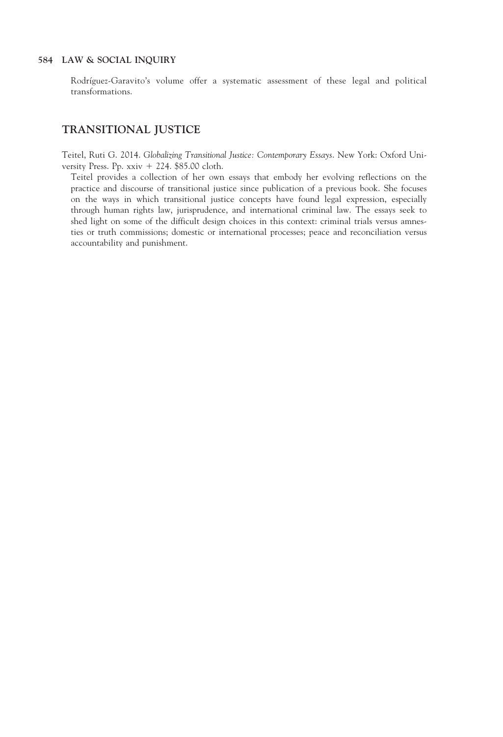Rodríguez-Garavito's volume offer a systematic assessment of these legal and political transformations.

## TRANSITIONAL JUSTICE

Teitel, Ruti G. 2014. *Globalizing Transitional Justice: Contemporary Essays*. New York: Oxford University Press. Pp. xxiv + 224. $85.00 cloth.

Teitel provides a collection of her own essays that embody her evolving reflections on the practice and discourse of transitional justice since publication of a previous book. She focuses on the ways in which transitional justice concepts have found legal expression, especially through human rights law, jurisprudence, and international criminal law. The essays seek to shed light on some of the difficult design choices in this context: criminal trials versus amnesties or truth commissions; domestic or international processes; peace and reconciliation versus accountability and punishment.